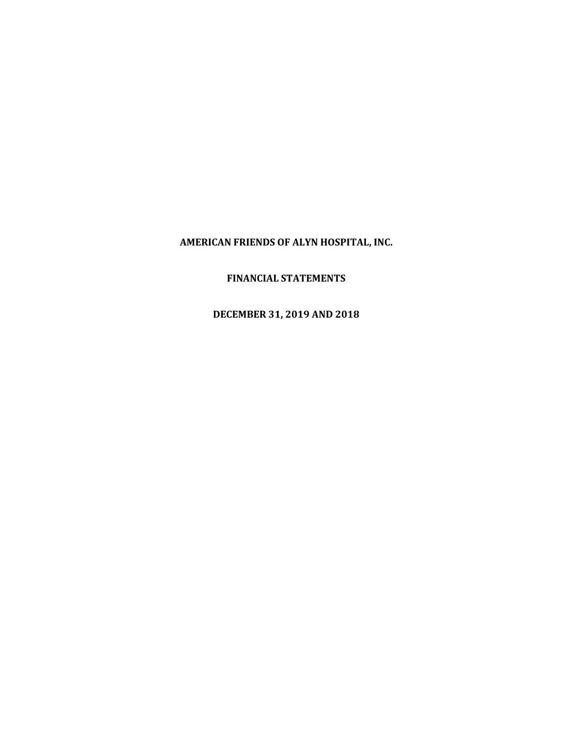# AMERICAN FRIENDS OF ALYN HOSPITAL, INC.

## FINANCIAL STATEMENTS

## DECEMBER 31, 2019 AND 2018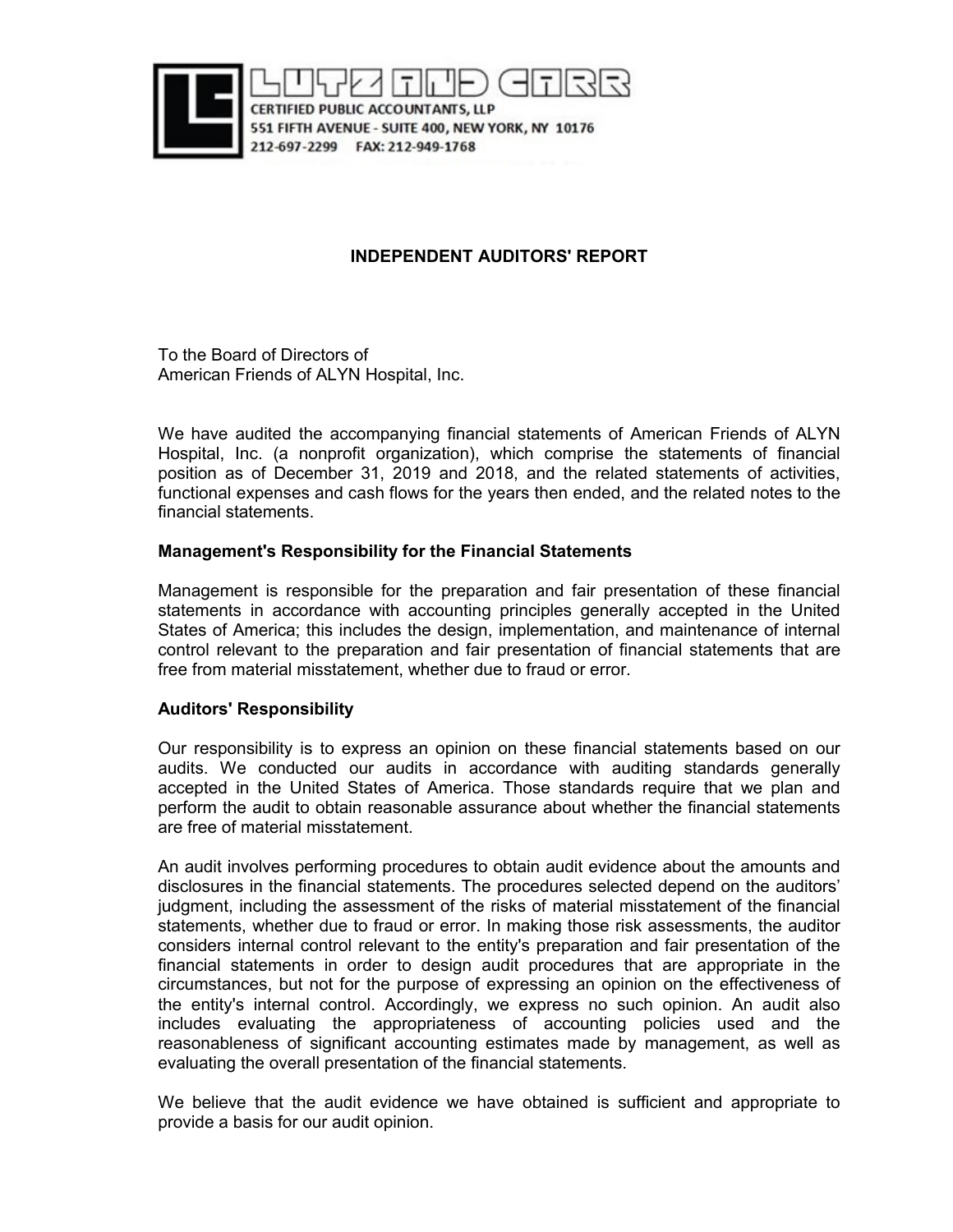LUTZ AND CARR

CERTIFIED PUBLIC ACCOUNTANTS, LLP
551 FIFTH AVENUE - SUITE 400, NEW YORK, NY 10176
212-697-2299 FAX: 212-949-1768

## INDEPENDENT AUDITORS' REPORT

To the Board of Directors of
American Friends of ALYN Hospital, Inc.

We have audited the accompanying financial statements of American Friends of ALYN Hospital, Inc. (a nonprofit organization), which comprise the statements of financial position as of December 31, 2019 and 2018, and the related statements of activities, functional expenses and cash flows for the years then ended, and the related notes to the financial statements.

### Management's Responsibility for the Financial Statements

Management is responsible for the preparation and fair presentation of these financial statements in accordance with accounting principles generally accepted in the United States of America; this includes the design, implementation, and maintenance of internal control relevant to the preparation and fair presentation of financial statements that are free from material misstatement, whether due to fraud or error.

### Auditors' Responsibility

Our responsibility is to express an opinion on these financial statements based on our audits. We conducted our audits in accordance with auditing standards generally accepted in the United States of America. Those standards require that we plan and perform the audit to obtain reasonable assurance about whether the financial statements are free of material misstatement.

An audit involves performing procedures to obtain audit evidence about the amounts and disclosures in the financial statements. The procedures selected depend on the auditors' judgment, including the assessment of the risks of material misstatement of the financial statements, whether due to fraud or error. In making those risk assessments, the auditor considers internal control relevant to the entity's preparation and fair presentation of the financial statements in order to design audit procedures that are appropriate in the circumstances, but not for the purpose of expressing an opinion on the effectiveness of the entity's internal control. Accordingly, we express no such opinion. An audit also includes evaluating the appropriateness of accounting policies used and the reasonableness of significant accounting estimates made by management, as well as evaluating the overall presentation of the financial statements.

We believe that the audit evidence we have obtained is sufficient and appropriate to provide a basis for our audit opinion.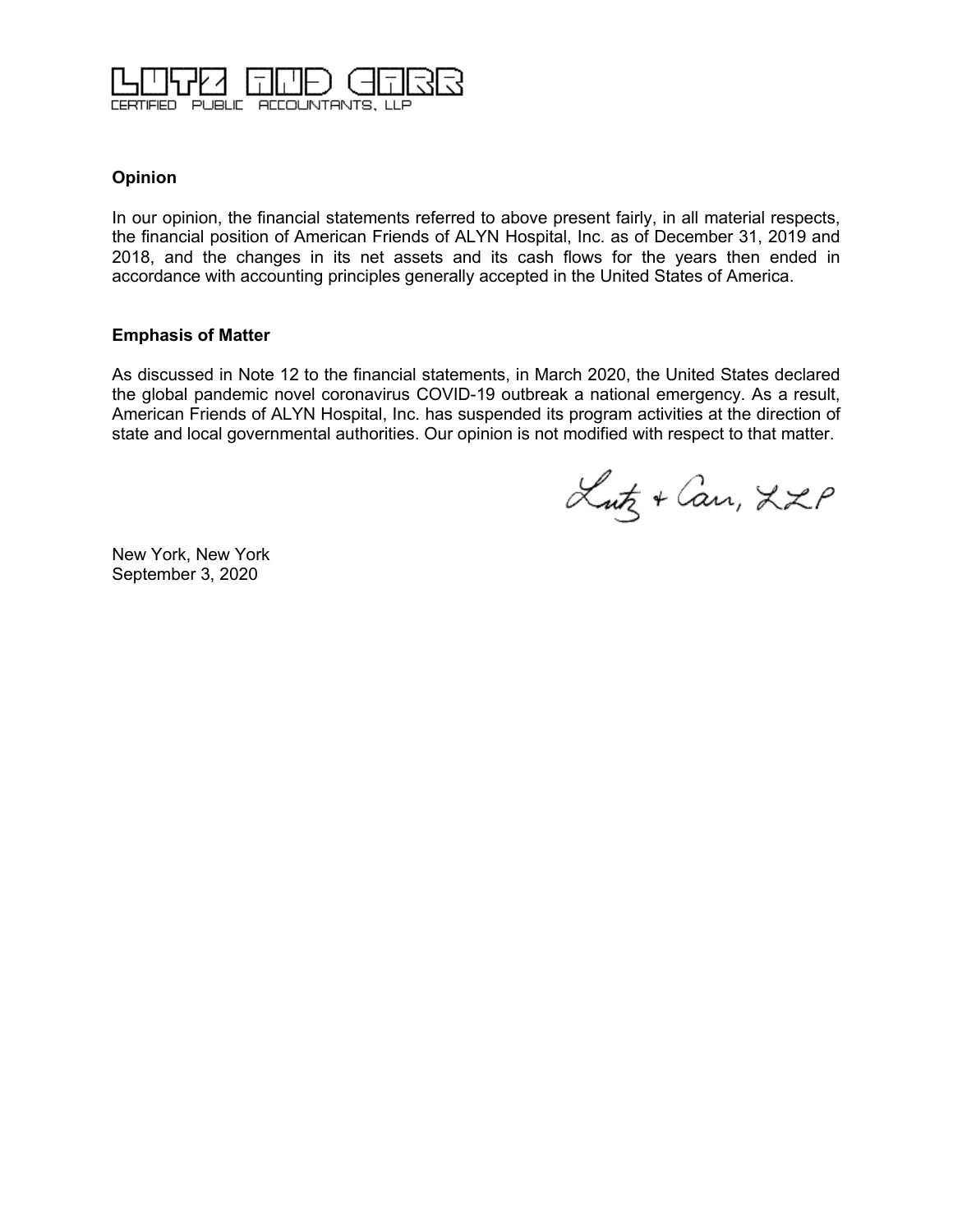LUTZ AND CARR
CERTIFIED PUBLIC ACCOUNTANTS, LLP

**Opinion**

In our opinion, the financial statements referred to above present fairly, in all material respects, the financial position of American Friends of ALYN Hospital, Inc. as of December 31, 2019 and 2018, and the changes in its net assets and its cash flows for the years then ended in accordance with accounting principles generally accepted in the United States of America.

**Emphasis of Matter**

As discussed in Note 12 to the financial statements, in March 2020, the United States declared the global pandemic novel coronavirus COVID-19 outbreak a national emergency. As a result, American Friends of ALYN Hospital, Inc. has suspended its program activities at the direction of state and local governmental authorities. Our opinion is not modified with respect to that matter.

Lutz + Carr, LLP

New York, New York
September 3, 2020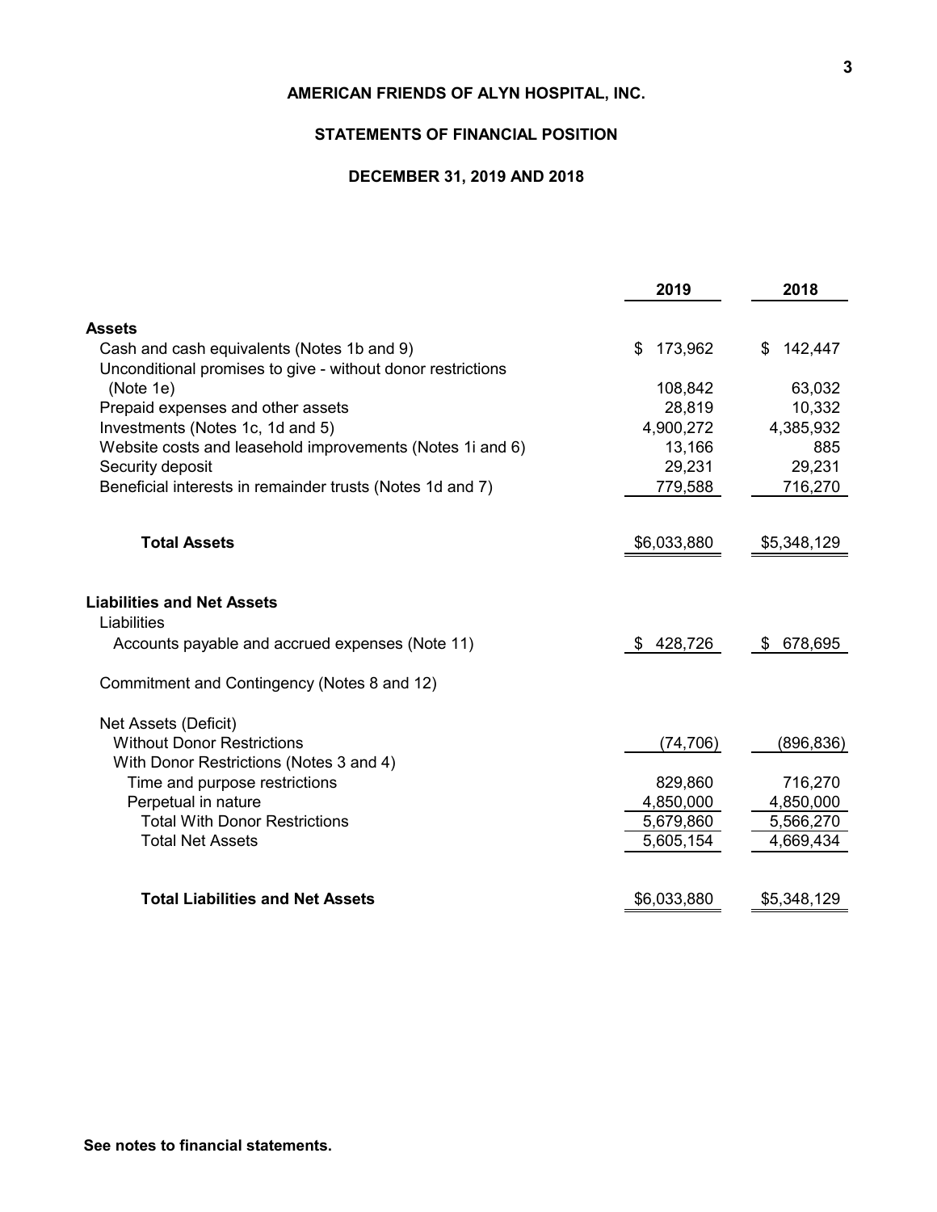# AMERICAN FRIENDS OF ALYN HOSPITAL, INC.

## STATEMENTS OF FINANCIAL POSITION

### DECEMBER 31, 2019 AND 2018

| | 2019 | 2018 |
|---|---|---|
| **Assets** | | |
| Cash and cash equivalents (Notes 1b and 9) | $ 173,962 | $ 142,447 |
| Unconditional promises to give - without donor restrictions (Note 1e) | 108,842 | 63,032 |
| Prepaid expenses and other assets | 28,819 | 10,332 |
| Investments (Notes 1c, 1d and 5) | 4,900,272 | 4,385,932 |
| Website costs and leasehold improvements (Notes 1i and 6) | 13,166 | 885 |
| Security deposit | 29,231 | 29,231 |
| Beneficial interests in remainder trusts (Notes 1d and 7) | 779,588 | 716,270 |
| **Total Assets** | $6,033,880 | $5,348,129 |
| **Liabilities and Net Assets** | | |
| Liabilities | | |
| Accounts payable and accrued expenses (Note 11) | $ 428,726 | $ 678,695 |
| Commitment and Contingency (Notes 8 and 12) | | |
| Net Assets (Deficit) | | |
| Without Donor Restrictions | (74,706) | (896,836) |
| With Donor Restrictions (Notes 3 and 4) | | |
| Time and purpose restrictions | 829,860 | 716,270 |
| Perpetual in nature | 4,850,000 | 4,850,000 |
| Total With Donor Restrictions | 5,679,860 | 5,566,270 |
| Total Net Assets | 5,605,154 | 4,669,434 |
| **Total Liabilities and Net Assets** | $6,033,880 | $5,348,129 |

**See notes to financial statements.**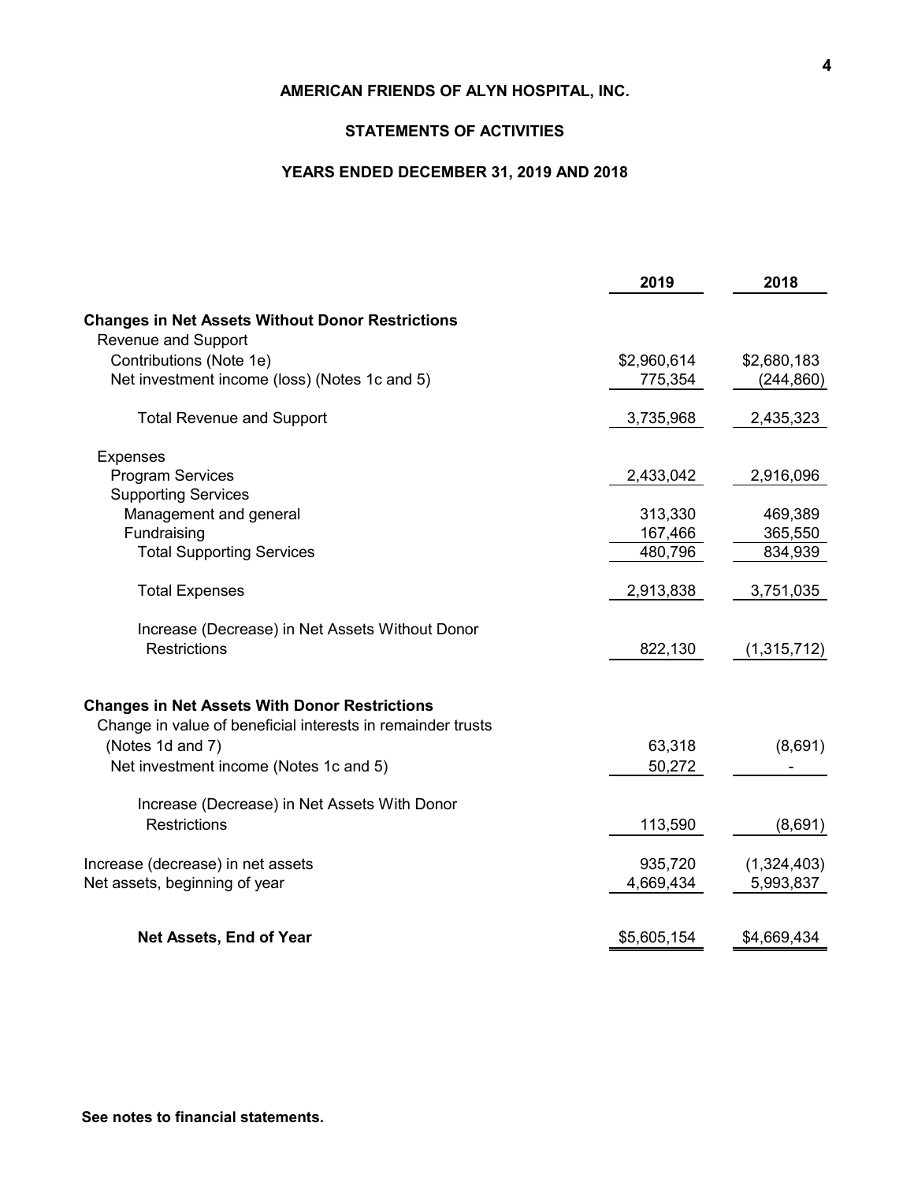# AMERICAN FRIENDS OF ALYN HOSPITAL, INC.

## STATEMENTS OF ACTIVITIES

### YEARS ENDED DECEMBER 31, 2019 AND 2018

| | 2019 | 2018 |
|---|---|---|
| **Changes in Net Assets Without Donor Restrictions** | | |
| Revenue and Support | | |
| Contributions (Note 1e) | $2,960,614 | $2,680,183 |
| Net investment income (loss) (Notes 1c and 5) | 775,354 | (244,860) |
| Total Revenue and Support | 3,735,968 | 2,435,323 |
| Expenses | | |
| Program Services | 2,433,042 | 2,916,096 |
| Supporting Services | | |
| Management and general | 313,330 | 469,389 |
| Fundraising | 167,466 | 365,550 |
| Total Supporting Services | 480,796 | 834,939 |
| Total Expenses | 2,913,838 | 3,751,035 |
| Increase (Decrease) in Net Assets Without Donor Restrictions | 822,130 | (1,315,712) |
| **Changes in Net Assets With Donor Restrictions** | | |
| Change in value of beneficial interests in remainder trusts (Notes 1d and 7) | 63,318 | (8,691) |
| Net investment income (Notes 1c and 5) | 50,272 | - |
| Increase (Decrease) in Net Assets With Donor Restrictions | 113,590 | (8,691) |
| Increase (decrease) in net assets | 935,720 | (1,324,403) |
| Net assets, beginning of year | 4,669,434 | 5,993,837 |
| **Net Assets, End of Year** | $5,605,154 | $4,669,434 |

**See notes to financial statements.**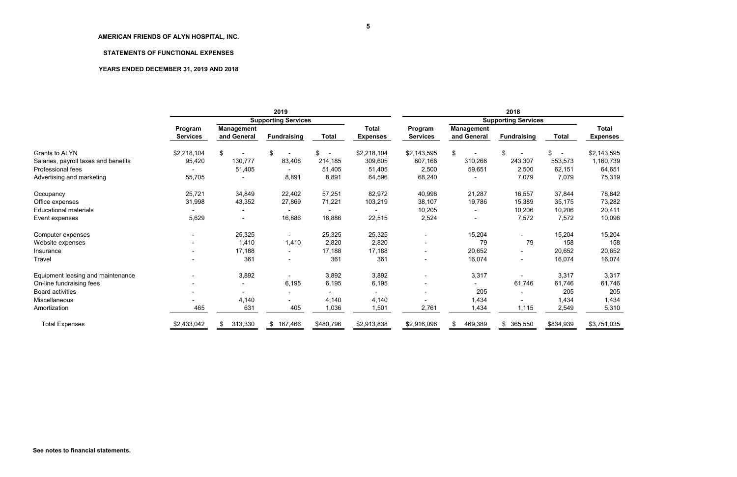**AMERICAN FRIENDS OF ALYN HOSPITAL, INC.**

**STATEMENTS OF FUNCTIONAL EXPENSES**

**YEARS ENDED DECEMBER 31, 2019 AND 2018**

| | 2019 | | | | | 2018 | | | | |
|---|---|---|---|---|---|---|---|---|---|---|
| | | Supporting Services | | | | | Supporting Services | | | |
| | Program Services | Management and General | Fundraising | Total | Total Expenses | Program Services | Management and General | Fundraising | Total | Total Expenses |
| Grants to ALYN | $2,218,104 | $ - | $ - | $ - | $2,218,104 | $2,143,595 | $ - | $ - | $ - | $2,143,595 |
| Salaries, payroll taxes and benefits | 95,420 | 130,777 | 83,408 | 214,185 | 309,605 | 607,166 | 310,266 | 243,307 | 553,573 | 1,160,739 |
| Professional fees | - | 51,405 | - | 51,405 | 51,405 | 2,500 | 59,651 | 2,500 | 62,151 | 64,651 |
| Advertising and marketing | 55,705 | - | 8,891 | 8,891 | 64,596 | 68,240 | - | 7,079 | 7,079 | 75,319 |
| Occupancy | 25,721 | 34,849 | 22,402 | 57,251 | 82,972 | 40,998 | 21,287 | 16,557 | 37,844 | 78,842 |
| Office expenses | 31,998 | 43,352 | 27,869 | 71,221 | 103,219 | 38,107 | 19,786 | 15,389 | 35,175 | 73,282 |
| Educational materials | - | - | - | - | - | 10,205 | - | 10,206 | 10,206 | 20,411 |
| Event expenses | 5,629 | - | 16,886 | 16,886 | 22,515 | 2,524 | - | 7,572 | 7,572 | 10,096 |
| Computer expenses | - | 25,325 | - | 25,325 | 25,325 | - | 15,204 | - | 15,204 | 15,204 |
| Website expenses | - | 1,410 | 1,410 | 2,820 | 2,820 | - | 79 | 79 | 158 | 158 |
| Insurance | - | 17,188 | - | 17,188 | 17,188 | - | 20,652 | - | 20,652 | 20,652 |
| Travel | - | 361 | - | 361 | 361 | - | 16,074 | - | 16,074 | 16,074 |
| Equipment leasing and maintenance | - | 3,892 | - | 3,892 | 3,892 | - | 3,317 | - | 3,317 | 3,317 |
| On-line fundraising fees | - | - | 6,195 | 6,195 | 6,195 | - | - | 61,746 | 61,746 | 61,746 |
| Board activities | - | - | - | - | - | - | 205 | - | 205 | 205 |
| Miscellaneous | - | 4,140 | - | 4,140 | 4,140 | - | 1,434 | - | 1,434 | 1,434 |
| Amortization | 465 | 631 | 405 | 1,036 | 1,501 | 2,761 | 1,434 | 1,115 | 2,549 | 5,310 |
| Total Expenses | $2,433,042 | $ 313,330 | $ 167,466 | $480,796 | $2,913,838 | $2,916,096 | $ 469,389 | $ 365,550 | $834,939 | $3,751,035 |

**See notes to financial statements.**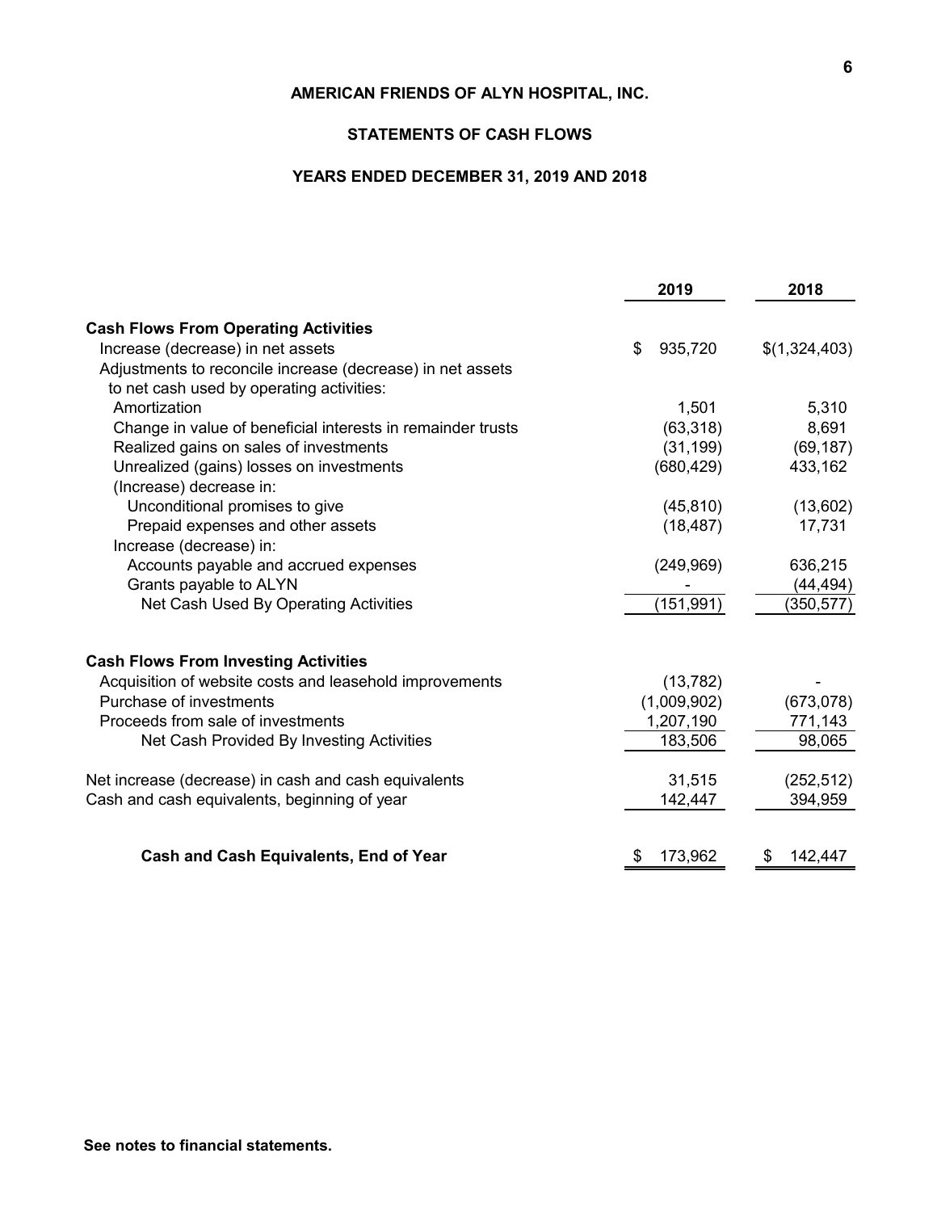# AMERICAN FRIENDS OF ALYN HOSPITAL, INC.

## STATEMENTS OF CASH FLOWS

### YEARS ENDED DECEMBER 31, 2019 AND 2018

| | 2019 | 2018 |
|---|---|---|
| **Cash Flows From Operating Activities** | | |
| Increase (decrease) in net assets | $ 935,720 | $(1,324,403) |
| Adjustments to reconcile increase (decrease) in net assets to net cash used by operating activities: | | |
| Amortization | 1,501 | 5,310 |
| Change in value of beneficial interests in remainder trusts | (63,318) | 8,691 |
| Realized gains on sales of investments | (31,199) | (69,187) |
| Unrealized (gains) losses on investments | (680,429) | 433,162 |
| (Increase) decrease in: | | |
| Unconditional promises to give | (45,810) | (13,602) |
| Prepaid expenses and other assets | (18,487) | 17,731 |
| Increase (decrease) in: | | |
| Accounts payable and accrued expenses | (249,969) | 636,215 |
| Grants payable to ALYN | - | (44,494) |
| Net Cash Used By Operating Activities | (151,991) | (350,577) |
| **Cash Flows From Investing Activities** | | |
| Acquisition of website costs and leasehold improvements | (13,782) | - |
| Purchase of investments | (1,009,902) | (673,078) |
| Proceeds from sale of investments | 1,207,190 | 771,143 |
| Net Cash Provided By Investing Activities | 183,506 | 98,065 |
| Net increase (decrease) in cash and cash equivalents | 31,515 | (252,512) |
| Cash and cash equivalents, beginning of year | 142,447 | 394,959 |
| **Cash and Cash Equivalents, End of Year** | $ 173,962 | $ 142,447 |

**See notes to financial statements.**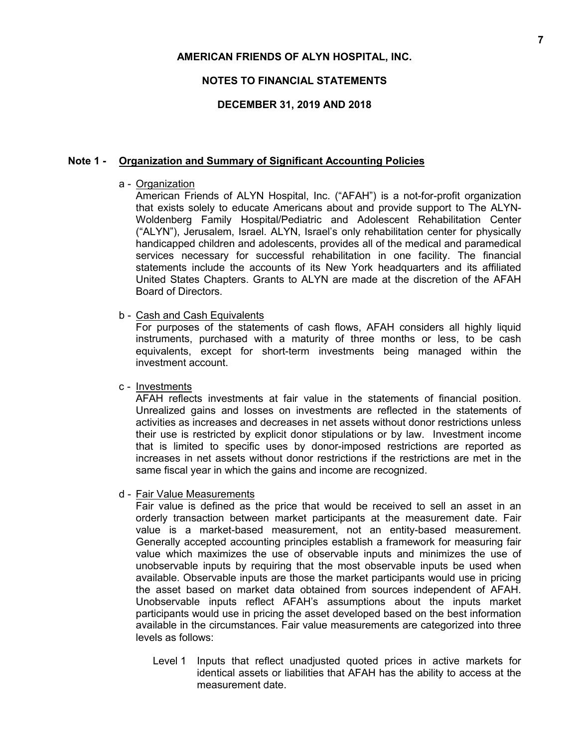**AMERICAN FRIENDS OF ALYN HOSPITAL, INC.**

**NOTES TO FINANCIAL STATEMENTS**

**DECEMBER 31, 2019 AND 2018**

## Note 1 - Organization and Summary of Significant Accounting Policies

a - Organization

American Friends of ALYN Hospital, Inc. ("AFAH") is a not-for-profit organization that exists solely to educate Americans about and provide support to The ALYN-Woldenberg Family Hospital/Pediatric and Adolescent Rehabilitation Center ("ALYN"), Jerusalem, Israel. ALYN, Israel's only rehabilitation center for physically handicapped children and adolescents, provides all of the medical and paramedical services necessary for successful rehabilitation in one facility. The financial statements include the accounts of its New York headquarters and its affiliated United States Chapters. Grants to ALYN are made at the discretion of the AFAH Board of Directors.

b - Cash and Cash Equivalents

For purposes of the statements of cash flows, AFAH considers all highly liquid instruments, purchased with a maturity of three months or less, to be cash equivalents, except for short-term investments being managed within the investment account.

c - Investments

AFAH reflects investments at fair value in the statements of financial position. Unrealized gains and losses on investments are reflected in the statements of activities as increases and decreases in net assets without donor restrictions unless their use is restricted by explicit donor stipulations or by law. Investment income that is limited to specific uses by donor-imposed restrictions are reported as increases in net assets without donor restrictions if the restrictions are met in the same fiscal year in which the gains and income are recognized.

d - Fair Value Measurements

Fair value is defined as the price that would be received to sell an asset in an orderly transaction between market participants at the measurement date. Fair value is a market-based measurement, not an entity-based measurement. Generally accepted accounting principles establish a framework for measuring fair value which maximizes the use of observable inputs and minimizes the use of unobservable inputs by requiring that the most observable inputs be used when available. Observable inputs are those the market participants would use in pricing the asset based on market data obtained from sources independent of AFAH. Unobservable inputs reflect AFAH's assumptions about the inputs market participants would use in pricing the asset developed based on the best information available in the circumstances. Fair value measurements are categorized into three levels as follows:

Level 1 Inputs that reflect unadjusted quoted prices in active markets for identical assets or liabilities that AFAH has the ability to access at the measurement date.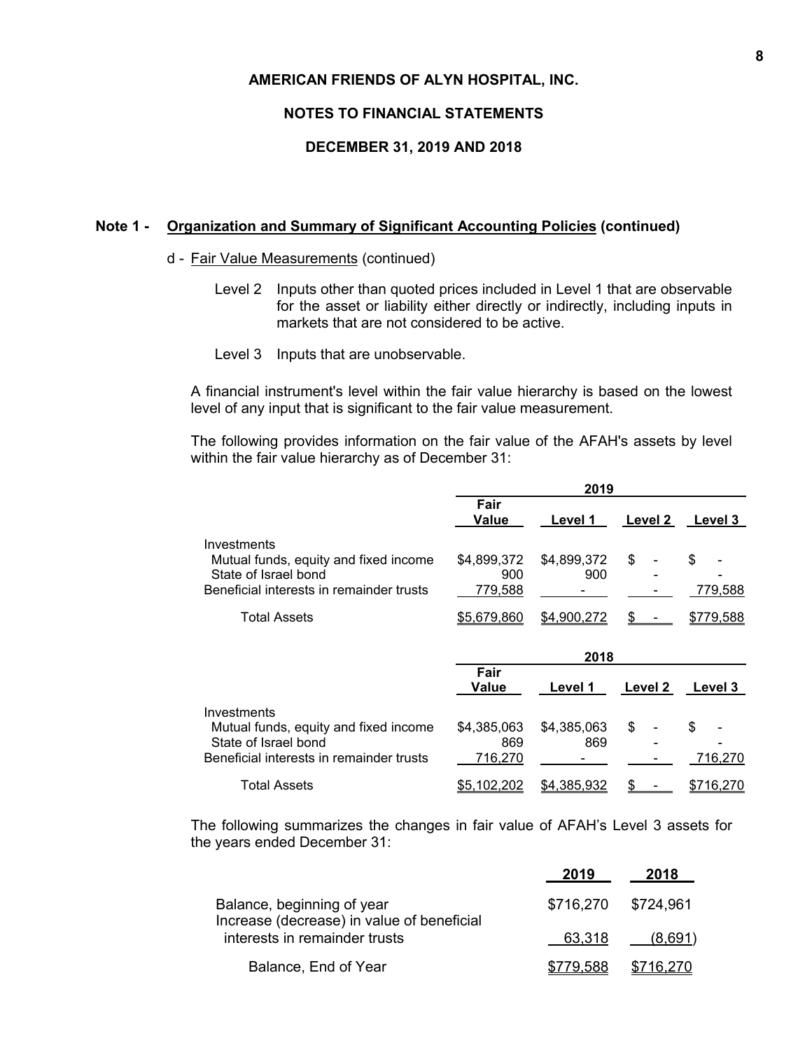**AMERICAN FRIENDS OF ALYN HOSPITAL, INC.**

**NOTES TO FINANCIAL STATEMENTS**

**DECEMBER 31, 2019 AND 2018**

**Note 1 - Organization and Summary of Significant Accounting Policies (continued)**

d - Fair Value Measurements (continued)

Level 2 Inputs other than quoted prices included in Level 1 that are observable for the asset or liability either directly or indirectly, including inputs in markets that are not considered to be active.

Level 3 Inputs that are unobservable.

A financial instrument's level within the fair value hierarchy is based on the lowest level of any input that is significant to the fair value measurement.

The following provides information on the fair value of the AFAH's assets by level within the fair value hierarchy as of December 31:

| | 2019 | | | |
|---|---|---|---|---|
| | Fair Value | Level 1 | Level 2 | Level 3 |
| Investments | | | | |
| Mutual funds, equity and fixed income | $4,899,372 | $4,899,372 | $ - | $ - |
| State of Israel bond | 900 | 900 | - | - |
| Beneficial interests in remainder trusts | 779,588 | - | - | 779,588 |
| Total Assets | $5,679,860 | $4,900,272 | $ - | $779,588 |

| | 2018 | | | |
|---|---|---|---|---|
| | Fair Value | Level 1 | Level 2 | Level 3 |
| Investments | | | | |
| Mutual funds, equity and fixed income | $4,385,063 | $4,385,063 | $ - | $ - |
| State of Israel bond | 869 | 869 | - | - |
| Beneficial interests in remainder trusts | 716,270 | - | - | 716,270 |
| Total Assets | $5,102,202 | $4,385,932 | $ - | $716,270 |

The following summarizes the changes in fair value of AFAH's Level 3 assets for the years ended December 31:

| | 2019 | 2018 |
|---|---|---|
| Balance, beginning of year | $716,270 | $724,961 |
| Increase (decrease) in value of beneficial interests in remainder trusts | 63,318 | (8,691) |
| Balance, End of Year | $779,588 | $716,270 |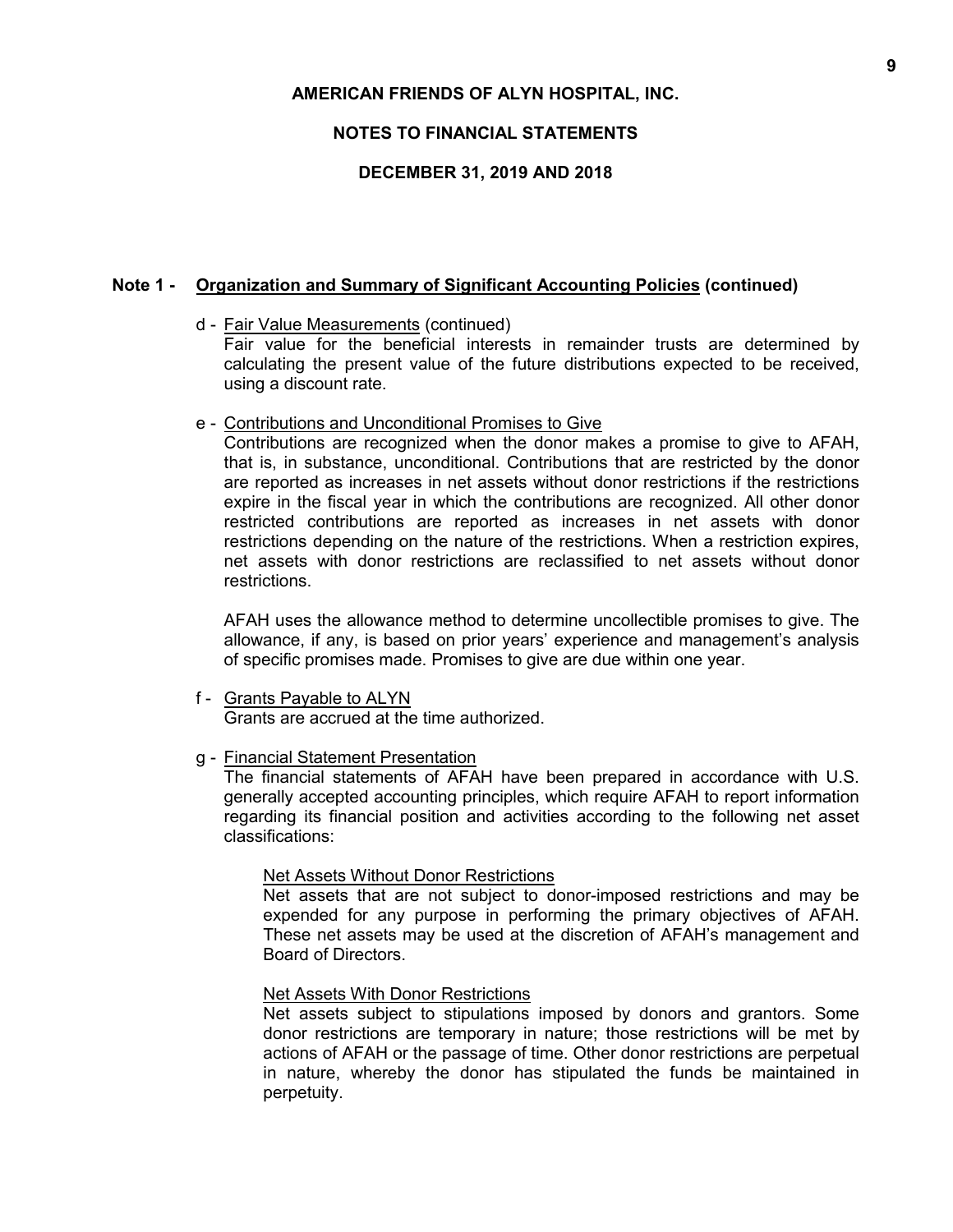# AMERICAN FRIENDS OF ALYN HOSPITAL, INC.

## NOTES TO FINANCIAL STATEMENTS

## DECEMBER 31, 2019 AND 2018

**Note 1 - Organization and Summary of Significant Accounting Policies (continued)**

d - Fair Value Measurements (continued)

Fair value for the beneficial interests in remainder trusts are determined by calculating the present value of the future distributions expected to be received, using a discount rate.

e - Contributions and Unconditional Promises to Give

Contributions are recognized when the donor makes a promise to give to AFAH, that is, in substance, unconditional. Contributions that are restricted by the donor are reported as increases in net assets without donor restrictions if the restrictions expire in the fiscal year in which the contributions are recognized. All other donor restricted contributions are reported as increases in net assets with donor restrictions depending on the nature of the restrictions. When a restriction expires, net assets with donor restrictions are reclassified to net assets without donor restrictions.

AFAH uses the allowance method to determine uncollectible promises to give. The allowance, if any, is based on prior years' experience and management's analysis of specific promises made. Promises to give are due within one year.

f - Grants Payable to ALYN

Grants are accrued at the time authorized.

g - Financial Statement Presentation

The financial statements of AFAH have been prepared in accordance with U.S. generally accepted accounting principles, which require AFAH to report information regarding its financial position and activities according to the following net asset classifications:

Net Assets Without Donor Restrictions

Net assets that are not subject to donor-imposed restrictions and may be expended for any purpose in performing the primary objectives of AFAH. These net assets may be used at the discretion of AFAH's management and Board of Directors.

Net Assets With Donor Restrictions

Net assets subject to stipulations imposed by donors and grantors. Some donor restrictions are temporary in nature; those restrictions will be met by actions of AFAH or the passage of time. Other donor restrictions are perpetual in nature, whereby the donor has stipulated the funds be maintained in perpetuity.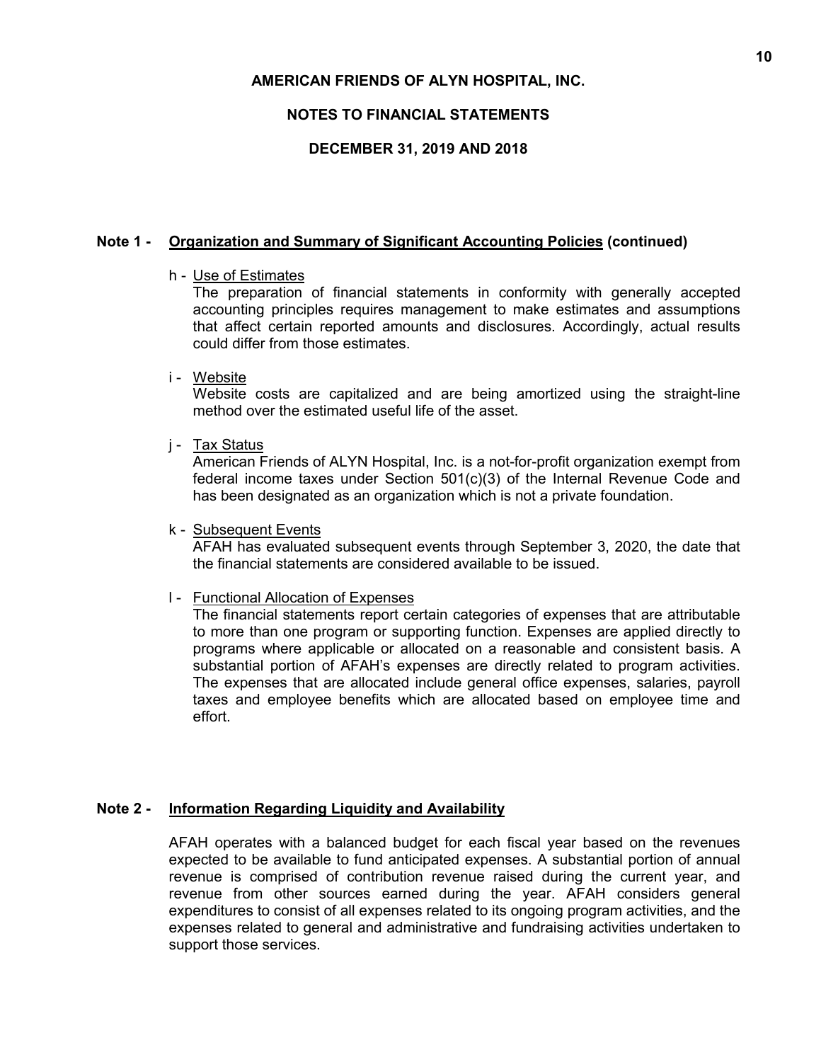**AMERICAN FRIENDS OF ALYN HOSPITAL, INC.**

**NOTES TO FINANCIAL STATEMENTS**

**DECEMBER 31, 2019 AND 2018**

## Note 1 - Organization and Summary of Significant Accounting Policies (continued)

h - Use of Estimates

The preparation of financial statements in conformity with generally accepted accounting principles requires management to make estimates and assumptions that affect certain reported amounts and disclosures. Accordingly, actual results could differ from those estimates.

i - Website

Website costs are capitalized and are being amortized using the straight-line method over the estimated useful life of the asset.

j - Tax Status

American Friends of ALYN Hospital, Inc. is a not-for-profit organization exempt from federal income taxes under Section 501(c)(3) of the Internal Revenue Code and has been designated as an organization which is not a private foundation.

k - Subsequent Events

AFAH has evaluated subsequent events through September 3, 2020, the date that the financial statements are considered available to be issued.

l - Functional Allocation of Expenses

The financial statements report certain categories of expenses that are attributable to more than one program or supporting function. Expenses are applied directly to programs where applicable or allocated on a reasonable and consistent basis. A substantial portion of AFAH's expenses are directly related to program activities. The expenses that are allocated include general office expenses, salaries, payroll taxes and employee benefits which are allocated based on employee time and effort.

## Note 2 - Information Regarding Liquidity and Availability

AFAH operates with a balanced budget for each fiscal year based on the revenues expected to be available to fund anticipated expenses. A substantial portion of annual revenue is comprised of contribution revenue raised during the current year, and revenue from other sources earned during the year. AFAH considers general expenditures to consist of all expenses related to its ongoing program activities, and the expenses related to general and administrative and fundraising activities undertaken to support those services.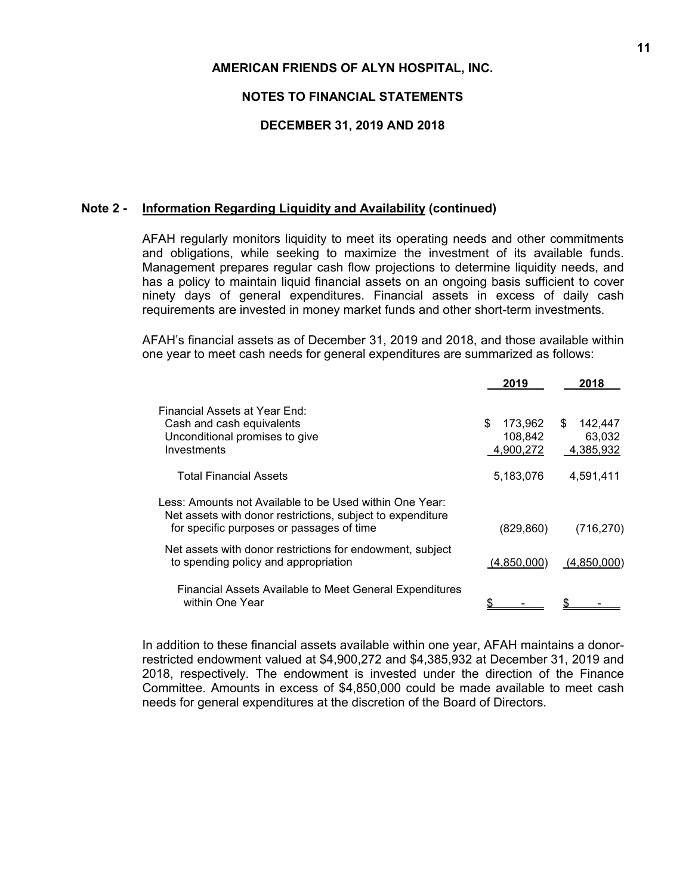**AMERICAN FRIENDS OF ALYN HOSPITAL, INC.**

**NOTES TO FINANCIAL STATEMENTS**

**DECEMBER 31, 2019 AND 2018**

**Note 2 - Information Regarding Liquidity and Availability (continued)**

AFAH regularly monitors liquidity to meet its operating needs and other commitments and obligations, while seeking to maximize the investment of its available funds. Management prepares regular cash flow projections to determine liquidity needs, and has a policy to maintain liquid financial assets on an ongoing basis sufficient to cover ninety days of general expenditures. Financial assets in excess of daily cash requirements are invested in money market funds and other short-term investments.

AFAH's financial assets as of December 31, 2019 and 2018, and those available within one year to meet cash needs for general expenditures are summarized as follows:

| | 2019 | 2018 |
|---|---|---|
| Financial Assets at Year End: | | |
| Cash and cash equivalents | $ 173,962 | $ 142,447 |
| Unconditional promises to give | 108,842 | 63,032 |
| Investments | 4,900,272 | 4,385,932 |
| Total Financial Assets | 5,183,076 | 4,591,411 |
| Less: Amounts not Available to be Used within One Year: Net assets with donor restrictions, subject to expenditure for specific purposes or passages of time | (829,860) | (716,270) |
| Net assets with donor restrictions for endowment, subject to spending policy and appropriation | (4,850,000) | (4,850,000) |
| Financial Assets Available to Meet General Expenditures within One Year | $ - | $ - |

In addition to these financial assets available within one year, AFAH maintains a donor-restricted endowment valued at $4,900,272 and $4,385,932 at December 31, 2019 and 2018, respectively. The endowment is invested under the direction of the Finance Committee. Amounts in excess of $4,850,000 could be made available to meet cash needs for general expenditures at the discretion of the Board of Directors.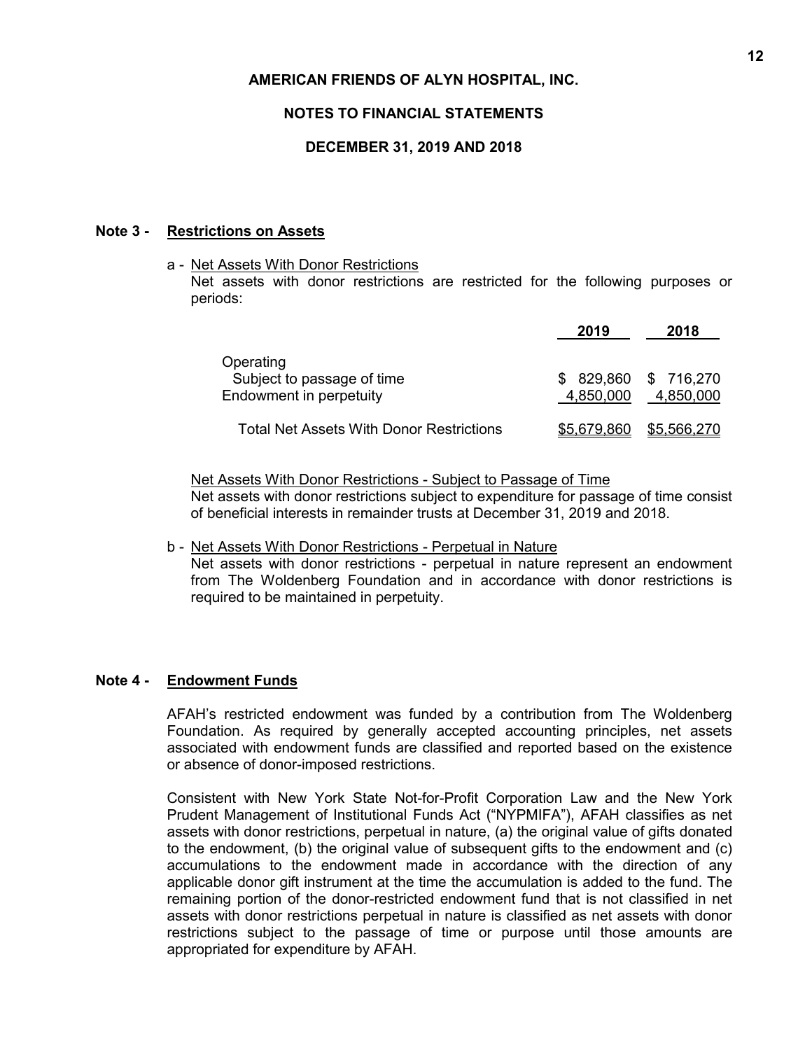**AMERICAN FRIENDS OF ALYN HOSPITAL, INC.**

**NOTES TO FINANCIAL STATEMENTS**

**DECEMBER 31, 2019 AND 2018**

## Note 3 - Restrictions on Assets

a - Net Assets With Donor Restrictions

Net assets with donor restrictions are restricted for the following purposes or periods:

| | 2019 | 2018 |
|---|---|---|
| Operating | | |
| Subject to passage of time | $ 829,860 | $ 716,270 |
| Endowment in perpetuity | 4,850,000 | 4,850,000 |
| Total Net Assets With Donor Restrictions | $5,679,860 | $5,566,270 |

Net Assets With Donor Restrictions - Subject to Passage of Time

Net assets with donor restrictions subject to expenditure for passage of time consist of beneficial interests in remainder trusts at December 31, 2019 and 2018.

b - Net Assets With Donor Restrictions - Perpetual in Nature

Net assets with donor restrictions - perpetual in nature represent an endowment from The Woldenberg Foundation and in accordance with donor restrictions is required to be maintained in perpetuity.

## Note 4 - Endowment Funds

AFAH's restricted endowment was funded by a contribution from The Woldenberg Foundation. As required by generally accepted accounting principles, net assets associated with endowment funds are classified and reported based on the existence or absence of donor-imposed restrictions.

Consistent with New York State Not-for-Profit Corporation Law and the New York Prudent Management of Institutional Funds Act ("NYPMIFA"), AFAH classifies as net assets with donor restrictions, perpetual in nature, (a) the original value of gifts donated to the endowment, (b) the original value of subsequent gifts to the endowment and (c) accumulations to the endowment made in accordance with the direction of any applicable donor gift instrument at the time the accumulation is added to the fund. The remaining portion of the donor-restricted endowment fund that is not classified in net assets with donor restrictions perpetual in nature is classified as net assets with donor restrictions subject to the passage of time or purpose until those amounts are appropriated for expenditure by AFAH.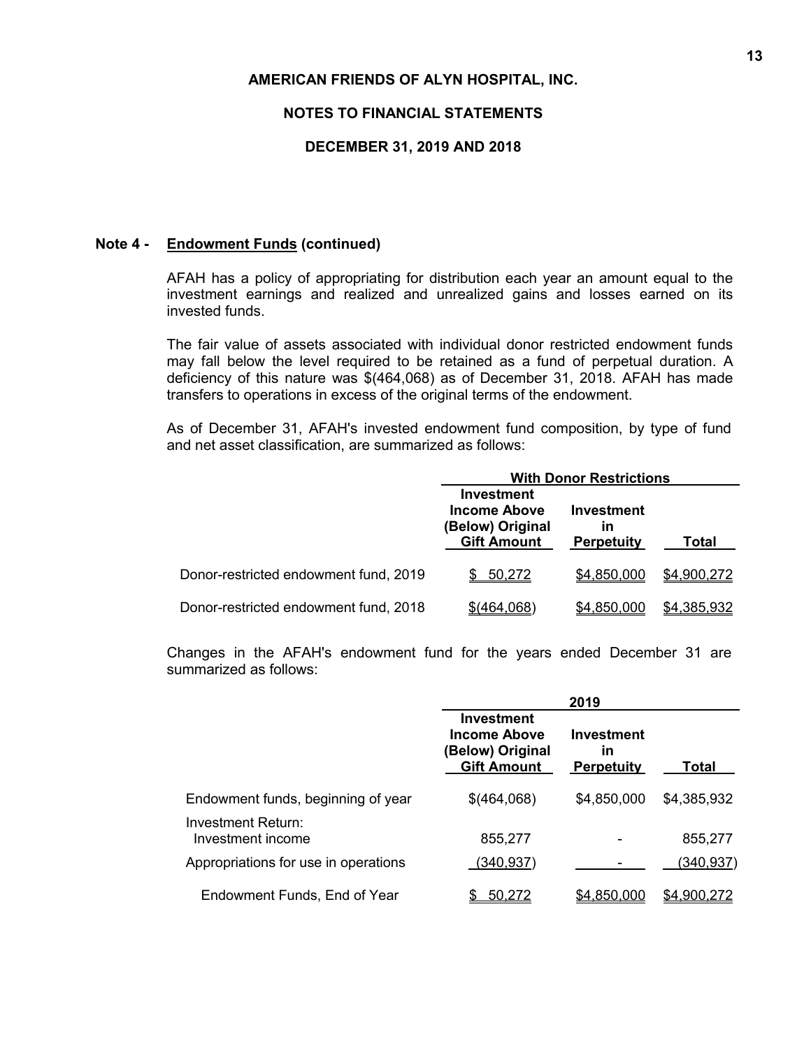AMERICAN FRIENDS OF ALYN HOSPITAL, INC.

NOTES TO FINANCIAL STATEMENTS

DECEMBER 31, 2019 AND 2018

**Note 4 - Endowment Funds (continued)**

AFAH has a policy of appropriating for distribution each year an amount equal to the investment earnings and realized and unrealized gains and losses earned on its invested funds.

The fair value of assets associated with individual donor restricted endowment funds may fall below the level required to be retained as a fund of perpetual duration. A deficiency of this nature was $(464,068) as of December 31, 2018. AFAH has made transfers to operations in excess of the original terms of the endowment.

As of December 31, AFAH's invested endowment fund composition, by type of fund and net asset classification, are summarized as follows:

| | With Donor Restrictions | | |
|---|---|---|---|
| | Investment Income Above (Below) Original Gift Amount | Investment in Perpetuity | Total |
| Donor-restricted endowment fund, 2019 | $ 50,272 | $4,850,000 | $4,900,272 |
| Donor-restricted endowment fund, 2018 | $(464,068) | $4,850,000 | $4,385,932 |

Changes in the AFAH's endowment fund for the years ended December 31 are summarized as follows:

| | 2019 | | |
|---|---|---|---|
| | Investment Income Above (Below) Original Gift Amount | Investment in Perpetuity | Total |
| Endowment funds, beginning of year | $(464,068) | $4,850,000 | $4,385,932 |
| Investment Return: | | | |
| Investment income | 855,277 | - | 855,277 |
| Appropriations for use in operations | (340,937) | - | (340,937) |
| Endowment Funds, End of Year | $ 50,272 | $4,850,000 | $4,900,272 |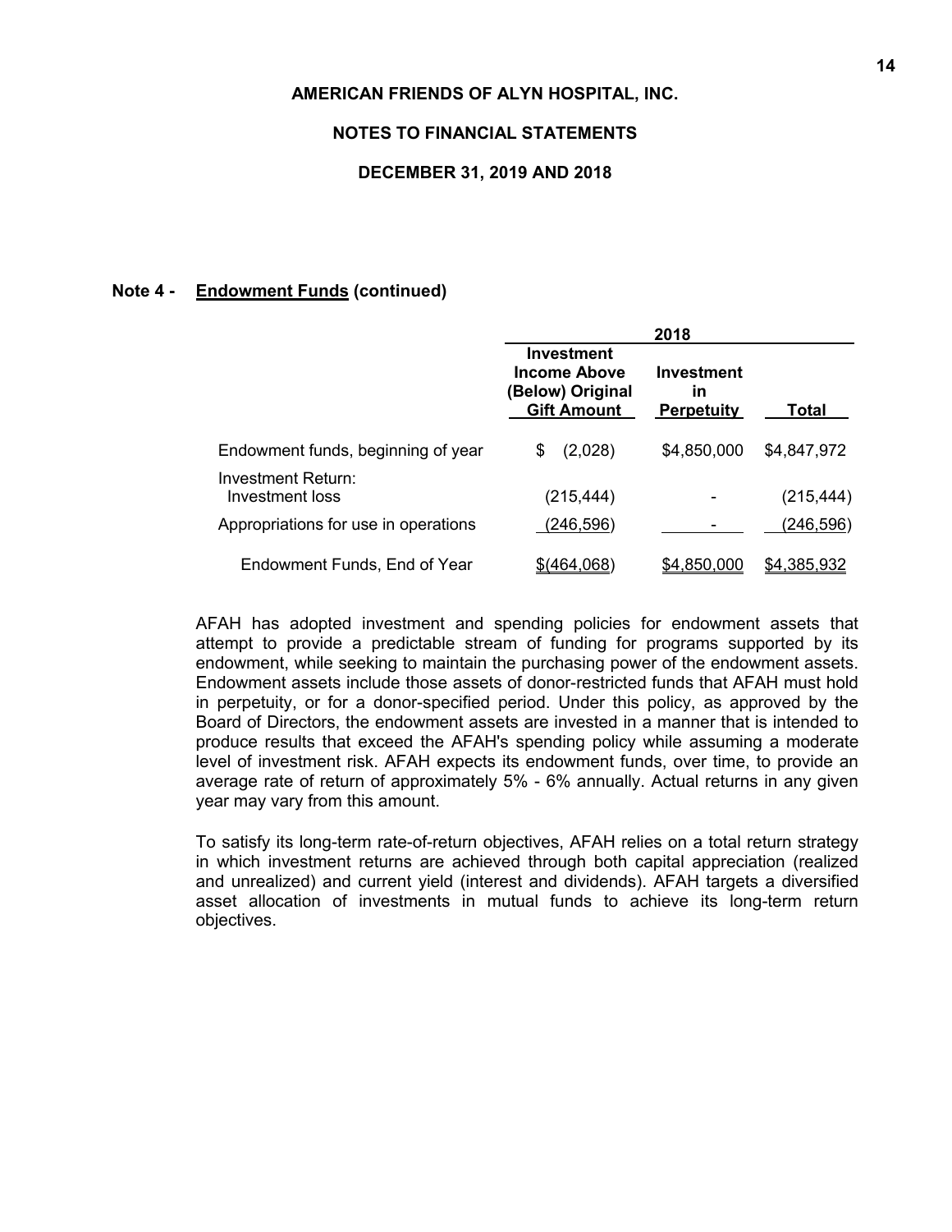AMERICAN FRIENDS OF ALYN HOSPITAL, INC.

NOTES TO FINANCIAL STATEMENTS

DECEMBER 31, 2019 AND 2018

**Note 4 - Endowment Funds (continued)**

| | 2018 | | |
|---|---|---|---|
| | Investment Income Above (Below) Original Gift Amount | Investment in Perpetuity | Total |
| Endowment funds, beginning of year | $ (2,028) | $4,850,000 | $4,847,972 |
| Investment Return: | | | |
| Investment loss | (215,444) | - | (215,444) |
| Appropriations for use in operations | (246,596) | - | (246,596) |
| Endowment Funds, End of Year | $(464,068) | $4,850,000 | $4,385,932 |

AFAH has adopted investment and spending policies for endowment assets that attempt to provide a predictable stream of funding for programs supported by its endowment, while seeking to maintain the purchasing power of the endowment assets. Endowment assets include those assets of donor-restricted funds that AFAH must hold in perpetuity, or for a donor-specified period. Under this policy, as approved by the Board of Directors, the endowment assets are invested in a manner that is intended to produce results that exceed the AFAH's spending policy while assuming a moderate level of investment risk. AFAH expects its endowment funds, over time, to provide an average rate of return of approximately 5% - 6% annually. Actual returns in any given year may vary from this amount.

To satisfy its long-term rate-of-return objectives, AFAH relies on a total return strategy in which investment returns are achieved through both capital appreciation (realized and unrealized) and current yield (interest and dividends). AFAH targets a diversified asset allocation of investments in mutual funds to achieve its long-term return objectives.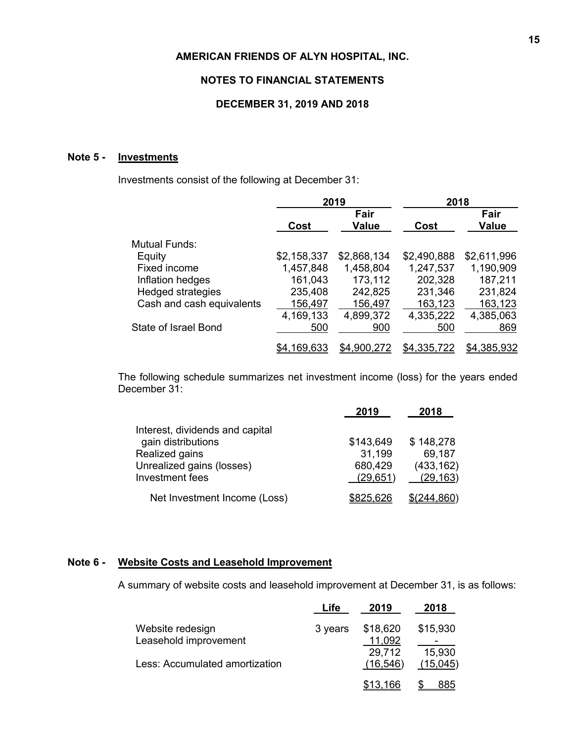**AMERICAN FRIENDS OF ALYN HOSPITAL, INC.**

**NOTES TO FINANCIAL STATEMENTS**

**DECEMBER 31, 2019 AND 2018**

## Note 5 - Investments

Investments consist of the following at December 31:

| | 2019 | | 2018 | |
|---|---|---|---|---|
| | Cost | Fair Value | Cost | Fair Value |
| Mutual Funds: | | | | |
| Equity | $2,158,337 | $2,868,134 | $2,490,888 | $2,611,996 |
| Fixed income | 1,457,848 | 1,458,804 | 1,247,537 | 1,190,909 |
| Inflation hedges | 161,043 | 173,112 | 202,328 | 187,211 |
| Hedged strategies | 235,408 | 242,825 | 231,346 | 231,824 |
| Cash and cash equivalents | 156,497 | 156,497 | 163,123 | 163,123 |
| | 4,169,133 | 4,899,372 | 4,335,222 | 4,385,063 |
| State of Israel Bond | 500 | 900 | 500 | 869 |
| | $4,169,633 | $4,900,272 | $4,335,722 | $4,385,932 |

The following schedule summarizes net investment income (loss) for the years ended December 31:

| | 2019 | 2018 |
|---|---|---|
| Interest, dividends and capital gain distributions | $143,649 | $ 148,278 |
| Realized gains | 31,199 | 69,187 |
| Unrealized gains (losses) | 680,429 | (433,162) |
| Investment fees | (29,651) | (29,163) |
| Net Investment Income (Loss) | $825,626 | $(244,860) |

## Note 6 - Website Costs and Leasehold Improvement

A summary of website costs and leasehold improvement at December 31, is as follows:

| | Life | 2019 | 2018 |
|---|---|---|---|
| Website redesign | 3 years | $18,620 | $15,930 |
| Leasehold improvement | | 11,092 | - |
| | | 29,712 | 15,930 |
| Less: Accumulated amortization | | (16,546) | (15,045) |
| | | $13,166 | $ 885 |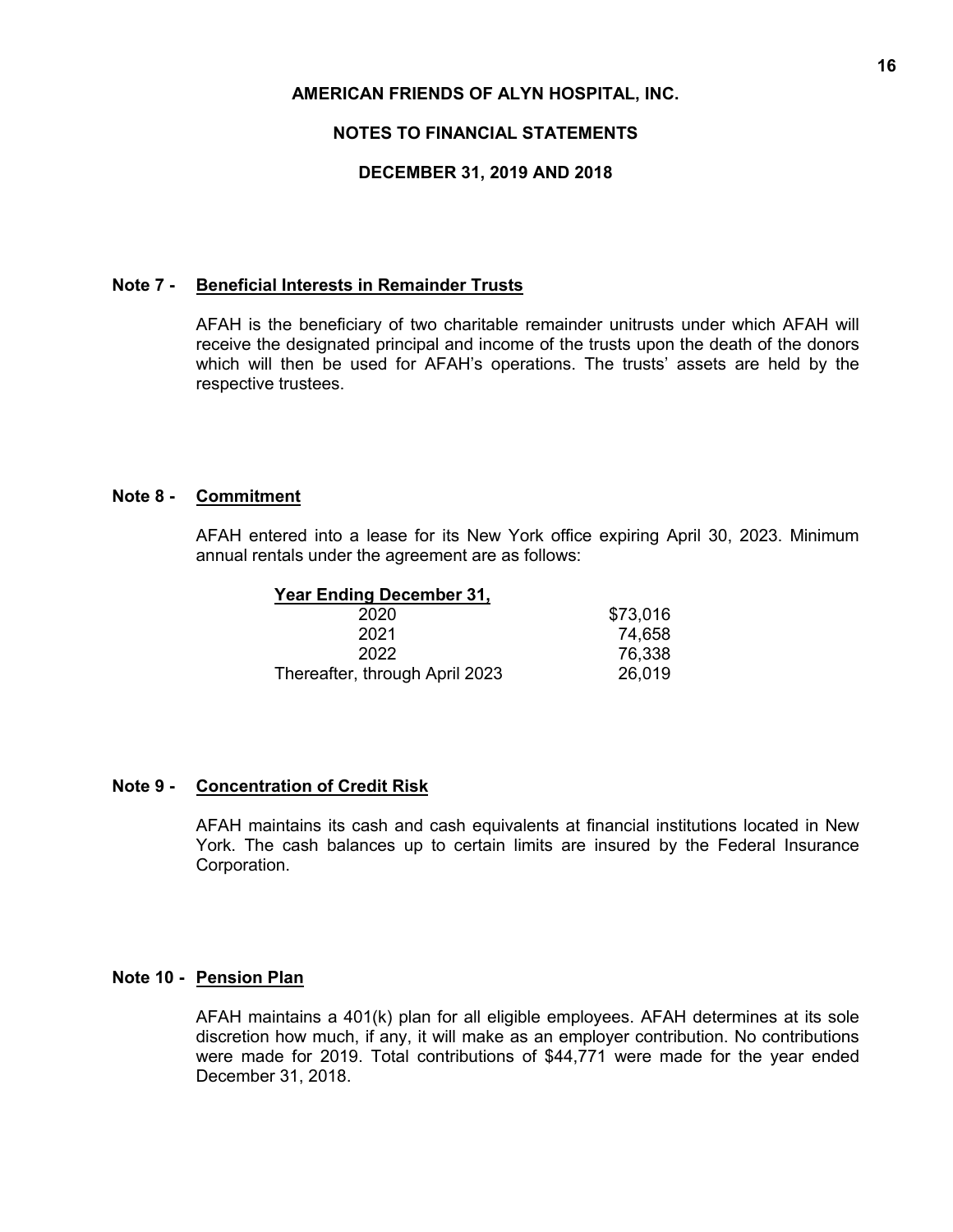**AMERICAN FRIENDS OF ALYN HOSPITAL, INC.**

**NOTES TO FINANCIAL STATEMENTS**

**DECEMBER 31, 2019 AND 2018**

## Note 7 - Beneficial Interests in Remainder Trusts

AFAH is the beneficiary of two charitable remainder unitrusts under which AFAH will receive the designated principal and income of the trusts upon the death of the donors which will then be used for AFAH's operations. The trusts' assets are held by the respective trustees.

## Note 8 - Commitment

AFAH entered into a lease for its New York office expiring April 30, 2023. Minimum annual rentals under the agreement are as follows:

| Year Ending December 31, | |
|---|---|
| 2020 | $73,016 |
| 2021 | 74,658 |
| 2022 | 76,338 |
| Thereafter, through April 2023 | 26,019 |

## Note 9 - Concentration of Credit Risk

AFAH maintains its cash and cash equivalents at financial institutions located in New York. The cash balances up to certain limits are insured by the Federal Insurance Corporation.

## Note 10 - Pension Plan

AFAH maintains a 401(k) plan for all eligible employees. AFAH determines at its sole discretion how much, if any, it will make as an employer contribution. No contributions were made for 2019. Total contributions of $44,771 were made for the year ended December 31, 2018.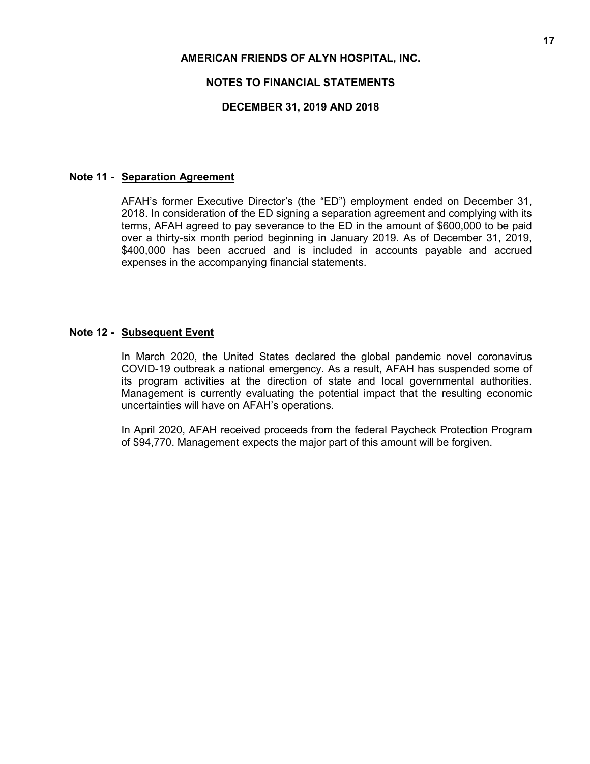# AMERICAN FRIENDS OF ALYN HOSPITAL, INC.

## NOTES TO FINANCIAL STATEMENTS

## DECEMBER 31, 2019 AND 2018

### Note 11 - Separation Agreement

AFAH's former Executive Director's (the "ED") employment ended on December 31, 2018. In consideration of the ED signing a separation agreement and complying with its terms, AFAH agreed to pay severance to the ED in the amount of $600,000 to be paid over a thirty-six month period beginning in January 2019. As of December 31, 2019, $400,000 has been accrued and is included in accounts payable and accrued expenses in the accompanying financial statements.

### Note 12 - Subsequent Event

In March 2020, the United States declared the global pandemic novel coronavirus COVID-19 outbreak a national emergency. As a result, AFAH has suspended some of its program activities at the direction of state and local governmental authorities. Management is currently evaluating the potential impact that the resulting economic uncertainties will have on AFAH's operations.

In April 2020, AFAH received proceeds from the federal Paycheck Protection Program of $94,770. Management expects the major part of this amount will be forgiven.